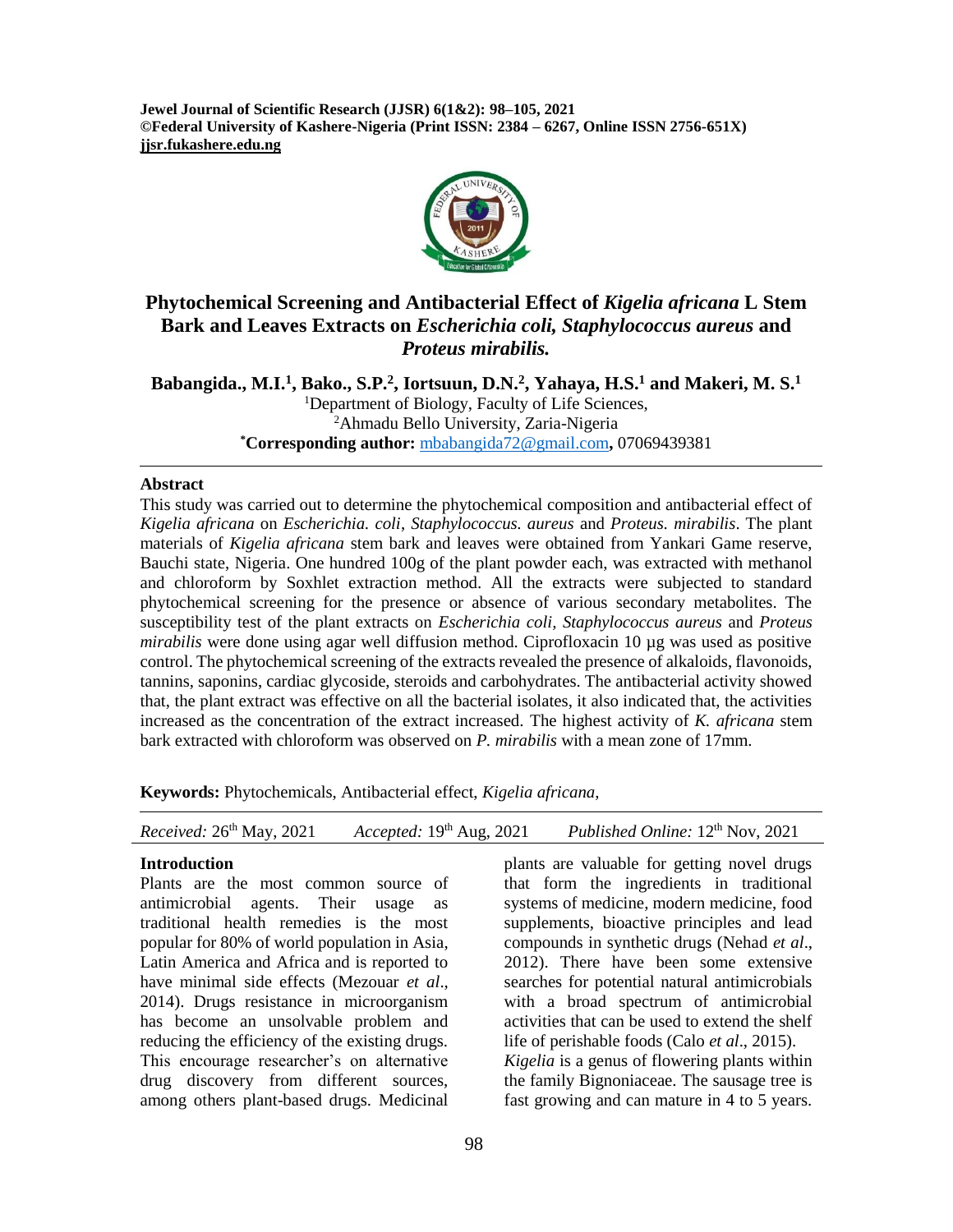# Phytochemical Screening and Antibacterial Effect of *Kigelia africana* L Stem Bark and Leaves Extracts on *Escherichia coli, Staphylococcus aureus* and *Proteus mirabilis.*

**Babangida., M.I.[1], Bako., S.P.[2], Iortsuun, D.N.[2], Yahaya, H.S.[1] and Makeri, M. S.[1]**

[1]Department of Biology, Faculty of Life Sciences,
[2]Ahmadu Bello University, Zaria-Nigeria
[*]**Corresponding author:** mbabangida72@gmail.com**,** 07069439381

## Abstract

This study was carried out to determine the phytochemical composition and antibacterial effect of *Kigelia africana* on *Escherichia. coli*, *Staphylococcus. aureus* and *Proteus. mirabilis*. The plant materials of *Kigelia africana* stem bark and leaves were obtained from Yankari Game reserve, Bauchi state, Nigeria. One hundred 100g of the plant powder each, was extracted with methanol and chloroform by Soxhlet extraction method. All the extracts were subjected to standard phytochemical screening for the presence or absence of various secondary metabolites. The susceptibility test of the plant extracts on *Escherichia coli, Staphylococcus aureus* and *Proteus mirabilis* were done using agar well diffusion method. Ciprofloxacin 10 µg was used as positive control. The phytochemical screening of the extracts revealed the presence of alkaloids, flavonoids, tannins, saponins, cardiac glycoside, steroids and carbohydrates. The antibacterial activity showed that, the plant extract was effective on all the bacterial isolates, it also indicated that, the activities increased as the concentration of the extract increased. The highest activity of *K. africana* stem bark extracted with chloroform was observed on *P. mirabilis* with a mean zone of 17mm.

**Keywords:** Phytochemicals, Antibacterial effect, *Kigelia africana*,

*Received:* 26th May, 2021 *Accepted:* 19th Aug, 2021 *Published Online:* 12th Nov, 2021

## Introduction

Plants are the most common source of antimicrobial agents. Their usage as traditional health remedies is the most popular for 80% of world population in Asia, Latin America and Africa and is reported to have minimal side effects (Mezouar *et al*., 2014). Drugs resistance in microorganism has become an unsolvable problem and reducing the efficiency of the existing drugs. This encourage researcher's on alternative drug discovery from different sources, among others plant-based drugs. Medicinal plants are valuable for getting novel drugs that form the ingredients in traditional systems of medicine, modern medicine, food supplements, bioactive principles and lead compounds in synthetic drugs (Nehad *et al*., 2012). There have been some extensive searches for potential natural antimicrobials with a broad spectrum of antimicrobial activities that can be used to extend the shelf life of perishable foods (Calo *et al*., 2015).

*Kigelia* is a genus of flowering plants within the family Bignoniaceae. The sausage tree is fast growing and can mature in 4 to 5 years.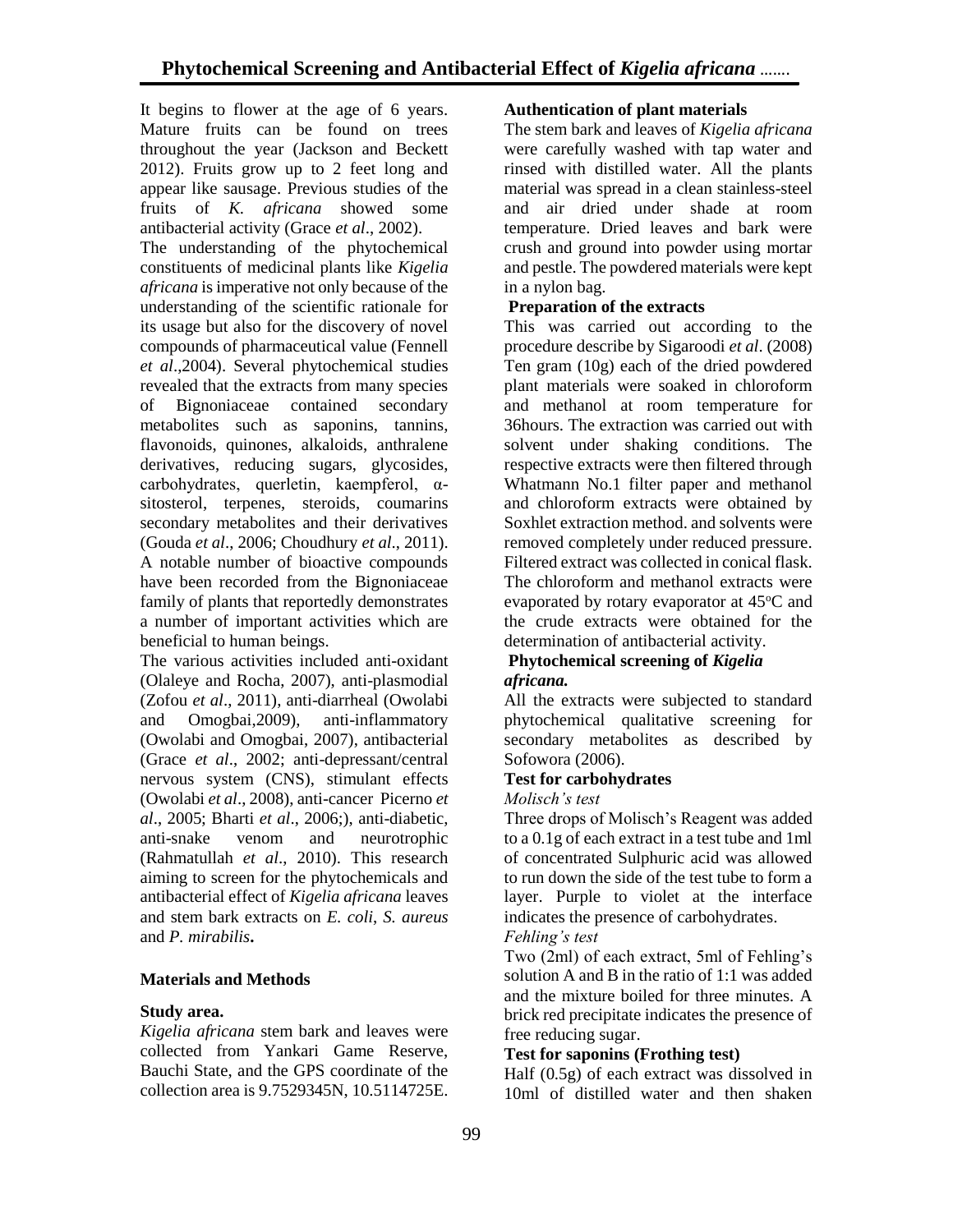It begins to flower at the age of 6 years. Mature fruits can be found on trees throughout the year (Jackson and Beckett 2012). Fruits grow up to 2 feet long and appear like sausage. Previous studies of the fruits of *K. africana* showed some antibacterial activity (Grace *et al*., 2002).

The understanding of the phytochemical constituents of medicinal plants like *Kigelia africana* is imperative not only because of the understanding of the scientific rationale for its usage but also for the discovery of novel compounds of pharmaceutical value (Fennell *et al*.,2004). Several phytochemical studies revealed that the extracts from many species of Bignoniaceae contained secondary metabolites such as saponins, tannins, flavonoids, quinones, alkaloids, anthralene derivatives, reducing sugars, glycosides, carbohydrates, querletin, kaempferol, α-sitosterol, terpenes, steroids, coumarins secondary metabolites and their derivatives (Gouda *et al*., 2006; Choudhury *et al*., 2011). A notable number of bioactive compounds have been recorded from the Bignoniaceae family of plants that reportedly demonstrates a number of important activities which are beneficial to human beings.

The various activities included anti-oxidant (Olaleye and Rocha, 2007), anti-plasmodial (Zofou *et al*., 2011), anti-diarrheal (Owolabi and Omogbai,2009), anti-inflammatory (Owolabi and Omogbai, 2007), antibacterial (Grace *et al*., 2002; anti-depressant/central nervous system (CNS), stimulant effects (Owolabi *et al*., 2008), anti-cancer Picerno *et al*., 2005; Bharti *et al*., 2006;), anti-diabetic, anti-snake venom and neurotrophic (Rahmatullah *et al*., 2010). This research aiming to screen for the phytochemicals and antibacterial effect of *Kigelia africana* leaves and stem bark extracts on *E. coli*, *S. aureus* and *P. mirabilis*.

## Materials and Methods

### Study area.

*Kigelia africana* stem bark and leaves were collected from Yankari Game Reserve, Bauchi State, and the GPS coordinate of the collection area is 9.7529345N, 10.5114725E.

### Authentication of plant materials

The stem bark and leaves of *Kigelia africana* were carefully washed with tap water and rinsed with distilled water. All the plants material was spread in a clean stainless-steel and air dried under shade at room temperature. Dried leaves and bark were crush and ground into powder using mortar and pestle. The powdered materials were kept in a nylon bag.

### Preparation of the extracts

This was carried out according to the procedure describe by Sigaroodi *et al*. (2008) Ten gram (10g) each of the dried powdered plant materials were soaked in chloroform and methanol at room temperature for 36hours. The extraction was carried out with solvent under shaking conditions. The respective extracts were then filtered through Whatmann No.1 filter paper and methanol and chloroform extracts were obtained by Soxhlet extraction method. and solvents were removed completely under reduced pressure. Filtered extract was collected in conical flask. The chloroform and methanol extracts were evaporated by rotary evaporator at 45$^{o}$C and the crude extracts were obtained for the determination of antibacterial activity.

### Phytochemical screening of *Kigelia africana.*

All the extracts were subjected to standard phytochemical qualitative screening for secondary metabolites as described by Sofowora (2006).

### Test for carbohydrates

*Molisch's test*

Three drops of Molisch's Reagent was added to a 0.1g of each extract in a test tube and 1ml of concentrated Sulphuric acid was allowed to run down the side of the test tube to form a layer. Purple to violet at the interface indicates the presence of carbohydrates.

*Fehling's test*

Two (2ml) of each extract, 5ml of Fehling's solution A and B in the ratio of 1:1 was added and the mixture boiled for three minutes. A brick red precipitate indicates the presence of free reducing sugar.

### Test for saponins (Frothing test)

Half (0.5g) of each extract was dissolved in 10ml of distilled water and then shaken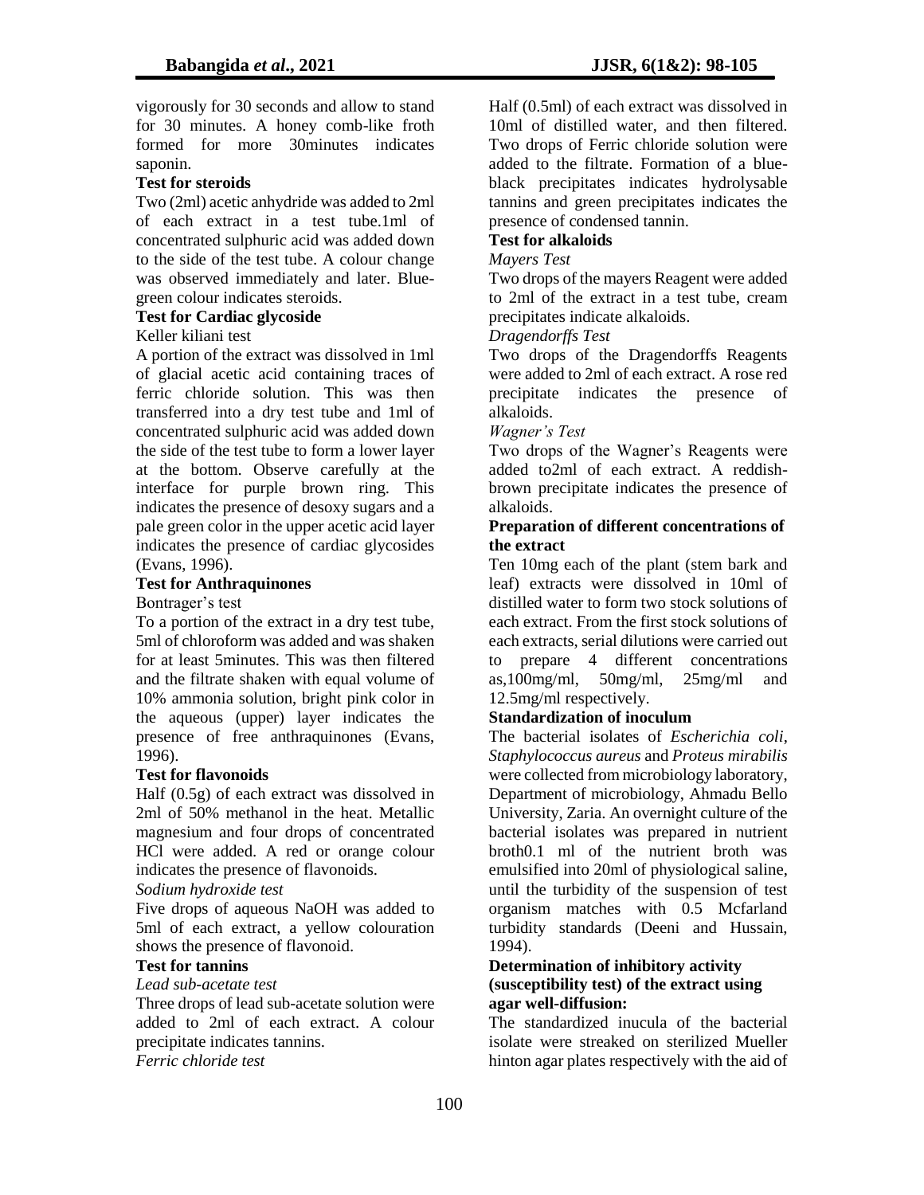vigorously for 30 seconds and allow to stand for 30 minutes. A honey comb-like froth formed for more 30minutes indicates saponin.

**Test for steroids**

Two (2ml) acetic anhydride was added to 2ml of each extract in a test tube.1ml of concentrated sulphuric acid was added down to the side of the test tube. A colour change was observed immediately and later. Blue-green colour indicates steroids.

**Test for Cardiac glycoside**

Keller kiliani test

A portion of the extract was dissolved in 1ml of glacial acetic acid containing traces of ferric chloride solution. This was then transferred into a dry test tube and 1ml of concentrated sulphuric acid was added down the side of the test tube to form a lower layer at the bottom. Observe carefully at the interface for purple brown ring. This indicates the presence of desoxy sugars and a pale green color in the upper acetic acid layer indicates the presence of cardiac glycosides (Evans, 1996).

**Test for Anthraquinones**

Bontrager's test

To a portion of the extract in a dry test tube, 5ml of chloroform was added and was shaken for at least 5minutes. This was then filtered and the filtrate shaken with equal volume of 10% ammonia solution, bright pink color in the aqueous (upper) layer indicates the presence of free anthraquinones (Evans, 1996).

**Test for flavonoids**

Half (0.5g) of each extract was dissolved in 2ml of 50% methanol in the heat. Metallic magnesium and four drops of concentrated HCl were added. A red or orange colour indicates the presence of flavonoids.

*Sodium hydroxide test*

Five drops of aqueous NaOH was added to 5ml of each extract, a yellow colouration shows the presence of flavonoid.

**Test for tannins**

*Lead sub-acetate test*

Three drops of lead sub-acetate solution were added to 2ml of each extract. A colour precipitate indicates tannins.

*Ferric chloride test*

Half (0.5ml) of each extract was dissolved in 10ml of distilled water, and then filtered. Two drops of Ferric chloride solution were added to the filtrate. Formation of a blue-black precipitates indicates hydrolysable tannins and green precipitates indicates the presence of condensed tannin.

**Test for alkaloids**

*Mayers Test*

Two drops of the mayers Reagent were added to 2ml of the extract in a test tube, cream precipitates indicate alkaloids.

*Dragendorffs Test*

Two drops of the Dragendorffs Reagents were added to 2ml of each extract. A rose red precipitate indicates the presence of alkaloids.

*Wagner's Test*

Two drops of the Wagner's Reagents were added to2ml of each extract. A reddish-brown precipitate indicates the presence of alkaloids.

**Preparation of different concentrations of the extract**

Ten 10mg each of the plant (stem bark and leaf) extracts were dissolved in 10ml of distilled water to form two stock solutions of each extract. From the first stock solutions of each extracts, serial dilutions were carried out to prepare 4 different concentrations as,100mg/ml, 50mg/ml, 25mg/ml and 12.5mg/ml respectively.

**Standardization of inoculum**

The bacterial isolates of *Escherichia coli*, *Staphylococcus aureus* and *Proteus mirabilis* were collected from microbiology laboratory, Department of microbiology, Ahmadu Bello University, Zaria. An overnight culture of the bacterial isolates was prepared in nutrient broth0.1 ml of the nutrient broth was emulsified into 20ml of physiological saline, until the turbidity of the suspension of test organism matches with 0.5 Mcfarland turbidity standards (Deeni and Hussain, 1994).

**Determination of inhibitory activity (susceptibility test) of the extract using agar well-diffusion:**

The standardized inucula of the bacterial isolate were streaked on sterilized Mueller hinton agar plates respectively with the aid of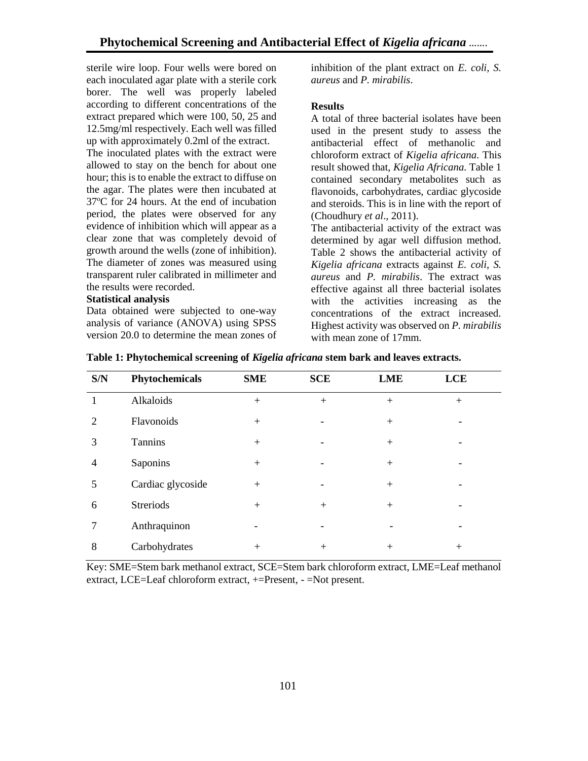sterile wire loop. Four wells were bored on each inoculated agar plate with a sterile cork borer. The well was properly labeled according to different concentrations of the extract prepared which were 100, 50, 25 and 12.5mg/ml respectively. Each well was filled up with approximately 0.2ml of the extract.

The inoculated plates with the extract were allowed to stay on the bench for about one hour; this is to enable the extract to diffuse on the agar. The plates were then incubated at 37ºC for 24 hours. At the end of incubation period, the plates were observed for any evidence of inhibition which will appear as a clear zone that was completely devoid of growth around the wells (zone of inhibition). The diameter of zones was measured using transparent ruler calibrated in millimeter and the results were recorded.

**Statistical analysis**

Data obtained were subjected to one-way analysis of variance (ANOVA) using SPSS version 20.0 to determine the mean zones of inhibition of the plant extract on *E. coli*, *S. aureus* and *P. mirabilis*.

**Results**

A total of three bacterial isolates have been used in the present study to assess the antibacterial effect of methanolic and chloroform extract of *Kigelia africana*. This result showed that, *Kigelia Africana.* Table 1 contained secondary metabolites such as flavonoids, carbohydrates, cardiac glycoside and steroids. This is in line with the report of (Choudhury *et al*., 2011).

The antibacterial activity of the extract was determined by agar well diffusion method. Table 2 shows the antibacterial activity of *Kigelia africana* extracts against *E. coli*, *S. aureus* and *P. mirabilis*. The extract was effective against all three bacterial isolates with the activities increasing as the concentrations of the extract increased. Highest activity was observed on *P. mirabilis* with mean zone of 17mm.

**Table 1: Phytochemical screening of *Kigelia africana* stem bark and leaves extracts.**

| S/N | Phytochemicals | SME | SCE | LME | LCE |
|---|---|---|---|---|---|
| 1 | Alkaloids | + | + | + | + |
| 2 | Flavonoids | + | - | + | - |
| 3 | Tannins | + | - | + | - |
| 4 | Saponins | + | - | + | - |
| 5 | Cardiac glycoside | + | - | + | - |
| 6 | Strerиods | + | + | + | - |
| 7 | Anthraquinon | - | - | - | - |
| 8 | Carbohydrates | + | + | + | + |

Key: SME=Stem bark methanol extract, SCE=Stem bark chloroform extract, LME=Leaf methanol extract, LCE=Leaf chloroform extract, +=Present, - =Not present.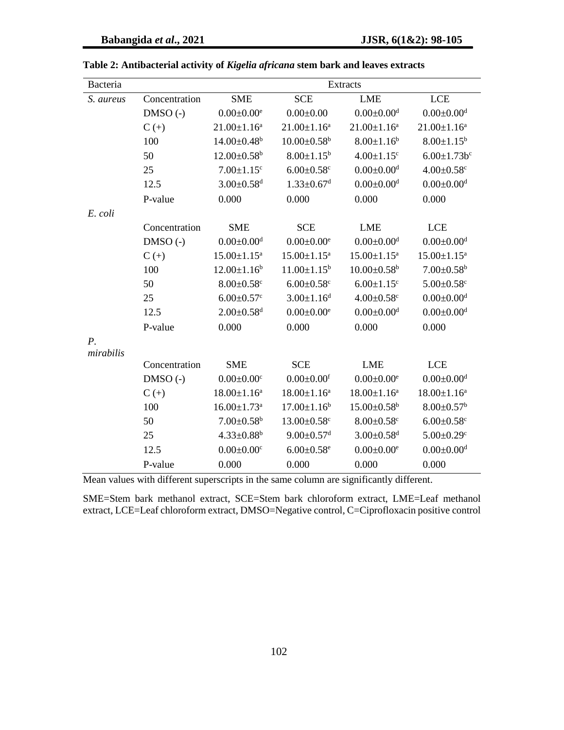**Table 2: Antibacterial activity of *Kigelia africana* stem bark and leaves extracts**

| Bacteria | Extracts | | | | |
|---|---|---|---|---|---|
| *S. aureus* | Concentration | SME | SCE | LME | LCE |
| | DMSO (-) | $0.00±0.00^{e}$ | $0.00±0.00$ | $0.00±0.00^{d}$ | $0.00±0.00^{d}$ |
| | C (+) | $21.00±1.16^{a}$ | $21.00±1.16^{a}$ | $21.00±1.16^{a}$ | $21.00±1.16^{a}$ |
| | 100 | $14.00±0.48^{b}$ | $10.00±0.58^{b}$ | $8.00±1.16^{b}$ | $8.00±1.15^{b}$ |
| | 50 | $12.00±0.58^{b}$ | $8.00±1.15^{b}$ | $4.00±1.15^{c}$ | $6.00±1.73b^{c}$ |
| | 25 | $7.00±1.15^{c}$ | $6.00±0.58^{c}$ | $0.00±0.00^{d}$ | $4.00±0.58^{c}$ |
| | 12.5 | $3.00±0.58^{d}$ | $1.33±0.67^{d}$ | $0.00±0.00^{d}$ | $0.00±0.00^{d}$ |
| | P-value | 0.000 | 0.000 | 0.000 | 0.000 |
| *E. coli* | | | | | |
| | Concentration | SME | SCE | LME | LCE |
| | DMSO (-) | $0.00±0.00^{d}$ | $0.00±0.00^{e}$ | $0.00±0.00^{d}$ | $0.00±0.00^{d}$ |
| | C (+) | $15.00±1.15^{a}$ | $15.00±1.15^{a}$ | $15.00±1.15^{a}$ | $15.00±1.15^{a}$ |
| | 100 | $12.00±1.16^{b}$ | $11.00±1.15^{b}$ | $10.00±0.58^{b}$ | $7.00±0.58^{b}$ |
| | 50 | $8.00±0.58^{c}$ | $6.00±0.58^{c}$ | $6.00±1.15^{c}$ | $5.00±0.58^{c}$ |
| | 25 | $6.00±0.57^{c}$ | $3.00±1.16^{d}$ | $4.00±0.58^{c}$ | $0.00±0.00^{d}$ |
| | 12.5 | $2.00±0.58^{d}$ | $0.00±0.00^{e}$ | $0.00±0.00^{d}$ | $0.00±0.00^{d}$ |
| | P-value | 0.000 | 0.000 | 0.000 | 0.000 |
| *P. mirabilis* | | | | | |
| | Concentration | SME | SCE | LME | LCE |
| | DMSO (-) | $0.00±0.00^{c}$ | $0.00±0.00^{f}$ | $0.00±0.00^{e}$ | $0.00±0.00^{d}$ |
| | C (+) | $18.00±1.16^{a}$ | $18.00±1.16^{a}$ | $18.00±1.16^{a}$ | $18.00±1.16^{a}$ |
| | 100 | $16.00±1.73^{a}$ | $17.00±1.16^{b}$ | $15.00±0.58^{b}$ | $8.00±0.57^{b}$ |
| | 50 | $7.00±0.58^{b}$ | $13.00±0.58^{c}$ | $8.00±0.58^{c}$ | $6.00±0.58^{c}$ |
| | 25 | $4.33±0.88^{b}$ | $9.00±0.57^{d}$ | $3.00±0.58^{d}$ | $5.00±0.29^{c}$ |
| | 12.5 | $0.00±0.00^{c}$ | $6.00±0.58^{e}$ | $0.00±0.00^{e}$ | $0.00±0.00^{d}$ |
| | P-value | 0.000 | 0.000 | 0.000 | 0.000 |

Mean values with different superscripts in the same column are significantly different.

SME=Stem bark methanol extract, SCE=Stem bark chloroform extract, LME=Leaf methanol extract, LCE=Leaf chloroform extract, DMSO=Negative control, C=Ciprofloxacin positive control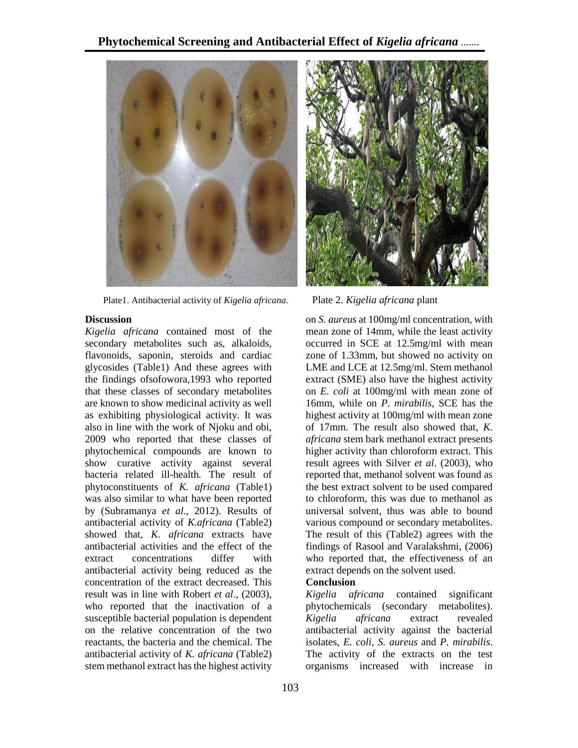Plate1. Antibacterial activity of *Kigelia africana*.

Plate 2. *Kigelia africana* plant

## Discussion

*Kigelia africana* contained most of the secondary metabolites such as, alkaloids, flavonoids, saponin, steroids and cardiac glycosides (Table1) And these agrees with the findings ofsofowora,1993 who reported that these classes of secondary metabolites are known to show medicinal activity as well as exhibiting physiological activity. It was also in line with the work of Njoku and obi, 2009 who reported that these classes of phytochemical compounds are known to show curative activity against several bacteria related ill-health. The result of phytoconstituents of *K. africana* (Table1) was also similar to what have been reported by (Subramanya *et al*., 2012). Results of antibacterial activity of *K.africana* (Table2) showed that, *K. africana* extracts have antibacterial activities and the effect of the extract concentrations differ with antibacterial activity being reduced as the concentration of the extract decreased. This result was in line with Robert *et al*., (2003), who reported that the inactivation of a susceptible bacterial population is dependent on the relative concentration of the two reactants, the bacteria and the chemical. The antibacterial activity of *K. africana* (Table2) stem methanol extract has the highest activity on *S. aureus* at 100mg/ml concentration, with mean zone of 14mm, while the least activity occurred in SCE at 12.5mg/ml with mean zone of 1.33mm, but showed no activity on LME and LCE at 12.5mg/ml. Stem methanol extract (SME) also have the highest activity on *E. coli* at 100mg/ml with mean zone of 16mm, while on *P. mirabilis*, SCE has the highest activity at 100mg/ml with mean zone of 17mm. The result also showed that, *K. africana* stem bark methanol extract presents higher activity than chloroform extract. This result agrees with Silver *et al*. (2003), who reported that, methanol solvent was found as the best extract solvent to be used compared to chloroform, this was due to methanol as universal solvent, thus was able to bound various compound or secondary metabolites. The result of this (Table2) agrees with the findings of Rasool and Varalakshmi, (2006) who reported that, the effectiveness of an extract depends on the solvent used.

## Conclusion

*Kigelia africana* contained significant phytochemicals (secondary metabolites). *Kigelia africana* extract revealed antibacterial activity against the bacterial isolates, *E. coli*, *S. aureus* and *P. mirabilis*. The activity of the extracts on the test organisms increased with increase in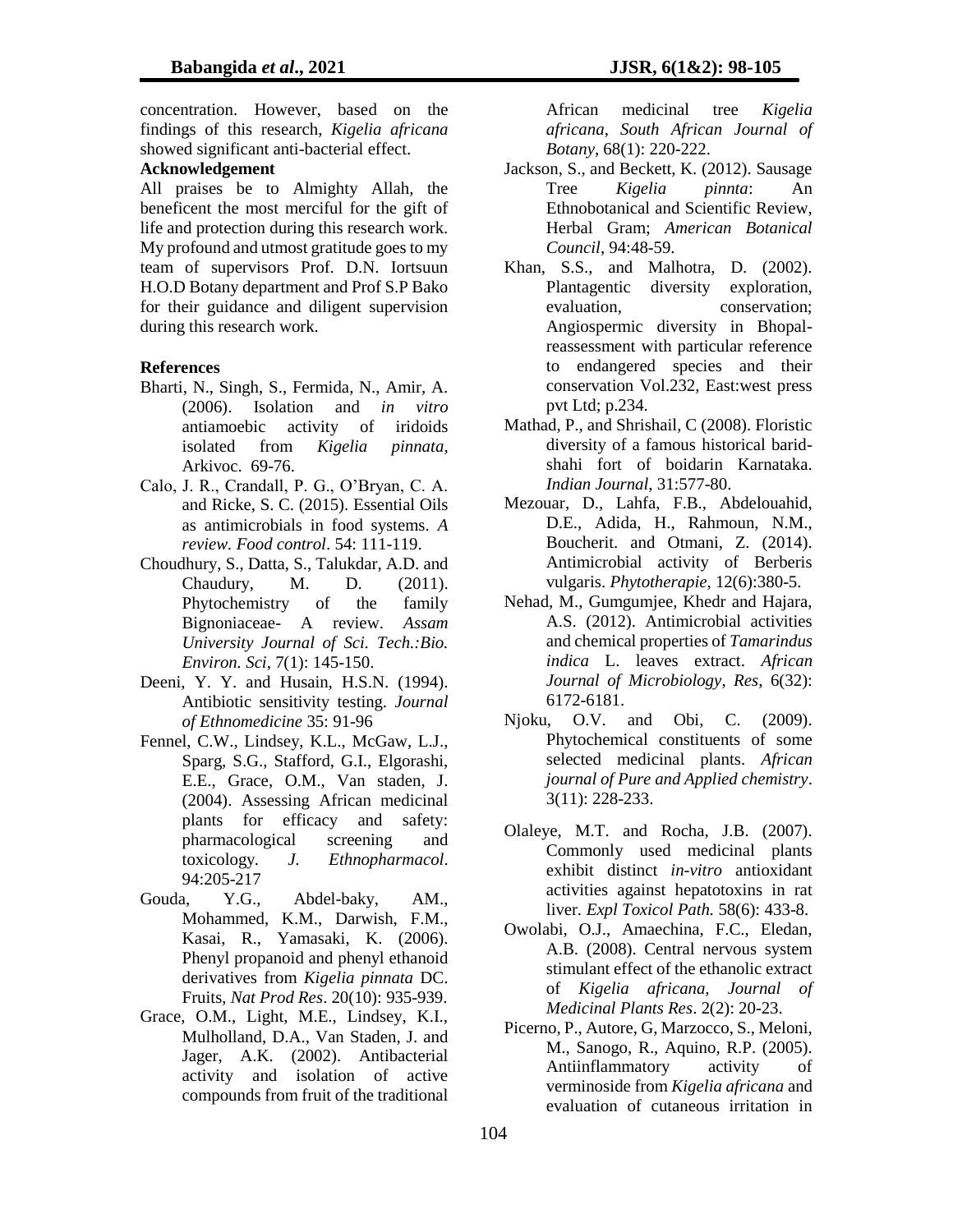concentration. However, based on the findings of this research, *Kigelia africana* showed significant anti-bacterial effect.

**Acknowledgement**

All praises be to Almighty Allah, the beneficent the most merciful for the gift of life and protection during this research work. My profound and utmost gratitude goes to my team of supervisors Prof. D.N. Iortsuun H.O.D Botany department and Prof S.P Bako for their guidance and diligent supervision during this research work.

**References**

Bharti, N., Singh, S., Fermida, N., Amir, A. (2006). Isolation and *in vitro* antiamoebic activity of iridoids isolated from *Kigelia pinnata*, Arkivoc. 69-76.

Calo, J. R., Crandall, P. G., O'Bryan, C. A. and Ricke, S. C. (2015). Essential Oils as antimicrobials in food systems. *A review. Food control*. 54: 111-119.

Choudhury, S., Datta, S., Talukdar, A.D. and Chaudury, M. D. (2011). Phytochemistry of the family Bignoniaceae- A review. *Assam University Journal of Sci. Tech.:Bio. Environ. Sci*, 7(1): 145-150.

Deeni, Y. Y. and Husain, H.S.N. (1994). Antibiotic sensitivity testing. *Journal of Ethnomedicine* 35: 91-96

Fennel, C.W., Lindsey, K.L., McGaw, L.J., Sparg, S.G., Stafford, G.I., Elgorashi, E.E., Grace, O.M., Van staden, J. (2004). Assessing African medicinal plants for efficacy and safety: pharmacological screening and toxicology. *J. Ethnopharmacol*. 94:205-217

Gouda, Y.G., Abdel-baky, AM., Mohammed, K.M., Darwish, F.M., Kasai, R., Yamasaki, K. (2006). Phenyl propanoid and phenyl ethanoid derivatives from *Kigelia pinnata* DC. Fruits, *Nat Prod Res*. 20(10): 935-939.

Grace, O.M., Light, M.E., Lindsey, K.I., Mulholland, D.A., Van Staden, J. and Jager, A.K. (2002). Antibacterial activity and isolation of active compounds from fruit of the traditional African medicinal tree *Kigelia africana*, *South African Journal of Botany*, 68(1): 220-222.

Jackson, S., and Beckett, K. (2012). Sausage Tree *Kigelia pinnta*: An Ethnobotanical and Scientific Review, Herbal Gram; *American Botanical Council*, 94:48-59.

Khan, S.S., and Malhotra, D. (2002). Plantagentic diversity exploration, evaluation, conservation; Angiospermic diversity in Bhopal-reassessment with particular reference to endangered species and their conservation Vol.232, East:west press pvt Ltd; p.234.

Mathad, P., and Shrishail, C (2008). Floristic diversity of a famous historical barid-shahi fort of boidarin Karnataka. *Indian Journal*, 31:577-80.

Mezouar, D., Lahfa, F.B., Abdelouahid, D.E., Adida, H., Rahmoun, N.M., Boucherit. and Otmani, Z. (2014). Antimicrobial activity of Berberis vulgaris. *Phytotherapie*, 12(6):380-5.

Nehad, M., Gumgumjee, Khedr and Hajara, A.S. (2012). Antimicrobial activities and chemical properties of *Tamarindus indica* L. leaves extract. *African Journal of Microbiology, Res*, 6(32): 6172-6181.

Njoku, O.V. and Obi, C. (2009). Phytochemical constituents of some selected medicinal plants. *African journal of Pure and Applied chemistry*. 3(11): 228-233.

Olaleye, M.T. and Rocha, J.B. (2007). Commonly used medicinal plants exhibit distinct *in-vitro* antioxidant activities against hepatotoxins in rat liver. *Expl Toxicol Path.* 58(6): 433-8.

Owolabi, O.J., Amaechina, F.C., Eledan, A.B. (2008). Central nervous system stimulant effect of the ethanolic extract of *Kigelia africana, Journal of Medicinal Plants Res*. 2(2): 20-23.

Picerno, P., Autore, G, Marzocco, S., Meloni, M., Sanogo, R., Aquino, R.P. (2005). Antiinflammatory activity of verminoside from *Kigelia africana* and evaluation of cutaneous irritation in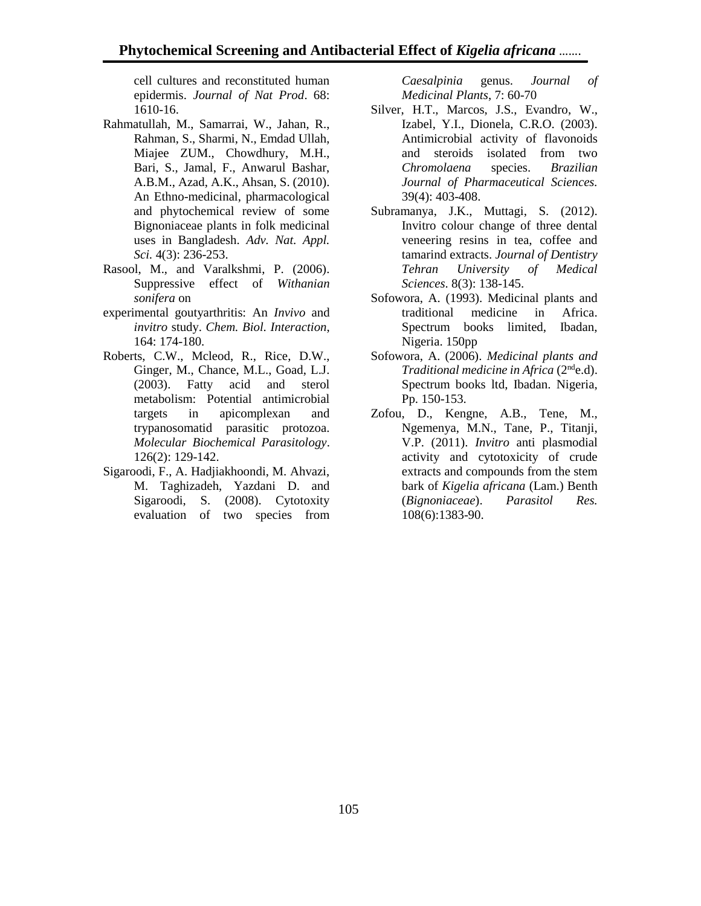cell cultures and reconstituted human epidermis. *Journal of Nat Prod*. 68: 1610-16.

Rahmatullah, M., Samarrai, W., Jahan, R., Rahman, S., Sharmi, N., Emdad Ullah, Miajee ZUM., Chowdhury, M.H., Bari, S., Jamal, F., Anwarul Bashar, A.B.M., Azad, A.K., Ahsan, S. (2010). An Ethno-medicinal, pharmacological and phytochemical review of some Bignoniaceae plants in folk medicinal uses in Bangladesh. *Adv. Nat. Appl. Sci.* 4(3): 236-253.

Rasool, M., and Varalkshmi, P. (2006). Suppressive effect of *Withanian sonifera* on experimental goutyarthritis: An *Invivo* and *invitro* study. *Chem. Biol. Interaction*, 164: 174-180.

Roberts, C.W., Mcleod, R., Rice, D.W., Ginger, M., Chance, M.L., Goad, L.J. (2003). Fatty acid and sterol metabolism: Potential antimicrobial targets in apicomplexan and trypanosomatid parasitic protozoa. *Molecular Biochemical Parasitology*. 126(2): 129-142.

Sigaroodi, F., A. Hadjiakhoondi, M. Ahvazi, M. Taghizadeh, Yazdani D. and Sigaroodi, S. (2008). Cytotoxity evaluation of two species from *Caesalpinia* genus. *Journal of Medicinal Plants*, 7: 60-70

Silver, H.T., Marcos, J.S., Evandro, W., Izabel, Y.I., Dionela, C.R.O. (2003). Antimicrobial activity of flavonoids and steroids isolated from two *Chromolaena* species. *Brazilian Journal of Pharmaceutical Sciences.* 39(4): 403-408.

Subramanya, J.K., Muttagi, S. (2012). Invitro colour change of three dental veneering resins in tea, coffee and tamarind extracts. *Journal of Dentistry Tehran University of Medical Sciences*. 8(3): 138-145.

Sofowora, A. (1993). Medicinal plants and traditional medicine in Africa. Spectrum books limited, Ibadan, Nigeria. 150pp

Sofowora, A. (2006). *Medicinal plants and Traditional medicine in Africa* (2nd e.d). Spectrum books ltd, Ibadan. Nigeria, Pp. 150-153.

Zofou, D., Kengne, A.B., Tene, M., Ngemenya, M.N., Tane, P., Titanji, V.P. (2011). *Invitro* anti plasmodial activity and cytotoxicity of crude extracts and compounds from the stem bark of *Kigelia africana* (Lam.) Benth (*Bignoniaceae*). *Parasitol Res.* 108(6):1383-90.